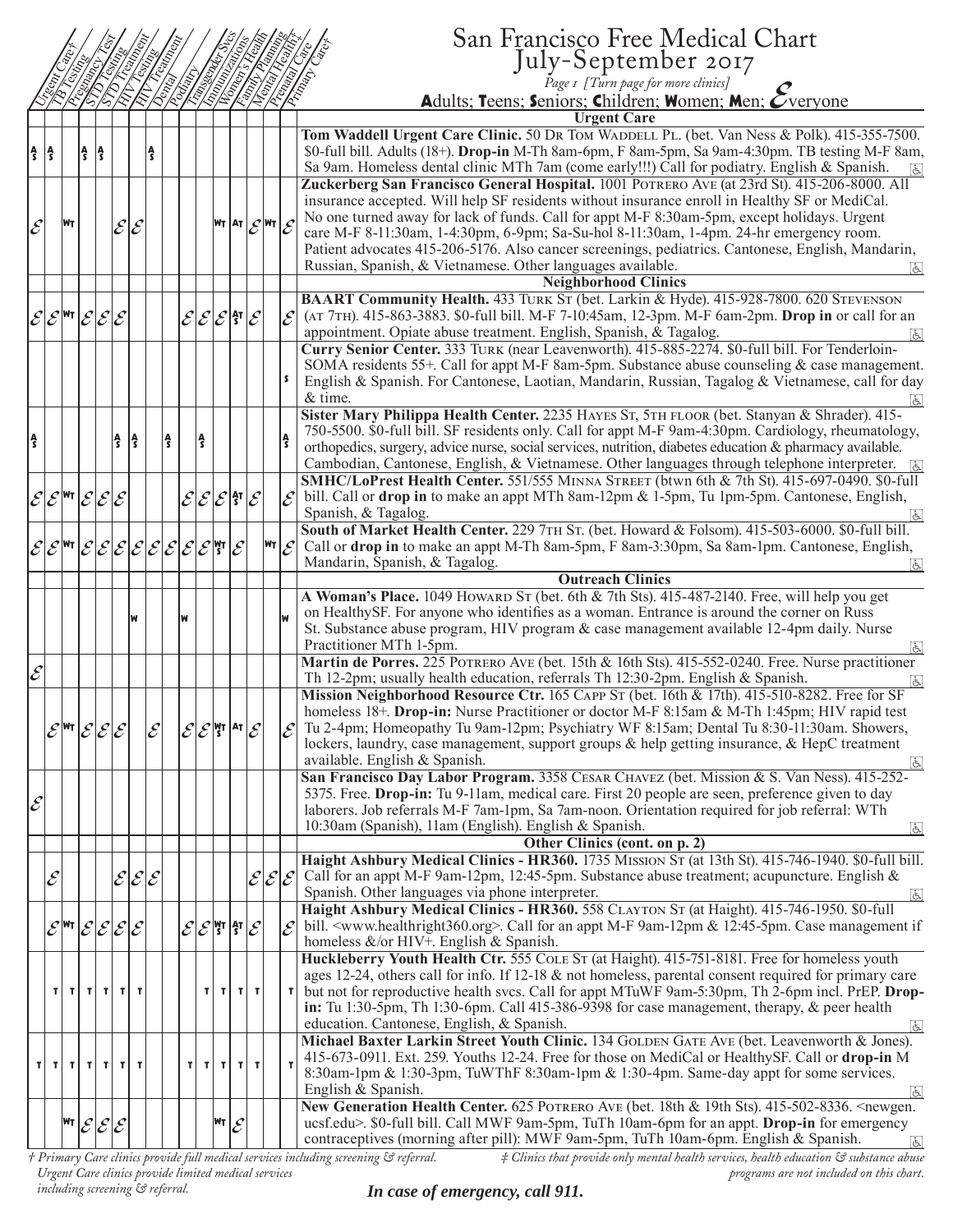# San Francisco Free Medical Chart
## July-September 2017

*Page 1 [Turn page for more clinics]*

**A**dults; **T**eens; **S**eniors; **C**hildren; **W**omen; **M**en; **ℰ**veryone

| Urgent Care† | TB Testing | Pregnancy Test | STD Testing | STD Treatment | HIV Testing | HIV Treatment | Dental | Podiatry | Transgender Svcs | Immunizations | Women's Health | Family Planning | Mental Health‡ | Prenatal Care | Primary Care† | Clinic |
|---|---|---|---|---|---|---|---|---|---|---|---|---|---|---|---|---|
| | | | | | | | | | | | | | | | | **Urgent Care** |
| A/S | A/S | | A/S | A/S | | | A/S | | | | | | | | | **Tom Waddell Urgent Care Clinic.** 50 Dr Tom Waddell Pl. (bet. Van Ness & Polk). 415-355-7500. $0-full bill. Adults (18+). **Drop-in** M-Th 8am-6pm, F 8am-5pm, Sa 9am-4:30pm. TB testing M-F 8am, Sa 9am. Homeless dental clinic MTh 7am (come early!!!) Call for podiatry. English & Spanish. |
| ℰ | | WT | | | ℰ | ℰ | | | | | WT | AT | ℰ | WT | ℰ | **Zuckerberg San Francisco General Hospital.** 1001 Potrero Ave (at 23rd St). 415-206-8000. All insurance accepted. Will help SF residents without insurance enroll in Healthy SF or MediCal. No one turned away for lack of funds. Call for appt M-F 8:30am-5pm, except holidays. Urgent care M-F 8-11:30am, 1-4:30pm, 6-9pm; Sa-Su-hol 8-11:30am, 1-4pm. 24-hr emergency room. Patient advocates 415-206-5176. Also cancer screenings, pediatrics. Cantonese, English, Mandarin, Russian, Spanish, & Vietnamese. Other languages available. |
| | | | | | | | | | | | | | | | | **Neighborhood Clinics** |
| ℰ | ℰ | WT | ℰ | ℰ | ℰ | | | | ℰ | ℰ | ℰ | AT/S | ℰ | | ℰ | **BAART Community Health.** 433 Turk St (bet. Larkin & Hyde). 415-928-7800. 620 Stevenson (at 7th). 415-863-3883. $0-full bill. M-F 7-10:45am, 12-3pm. M-F 6am-2pm. **Drop in** or call for an appointment. Opiate abuse treatment. English, Spanish, & Tagalog. |
| | | | | | | | | | | | | | | | S | **Curry Senior Center.** 333 Turk (near Leavenworth). 415-885-2274. $0-full bill. For Tenderloin-SOMA residents 55+. Call for appt M-F 8am-5pm. Substance abuse counseling & case management. English & Spanish. For Cantonese, Laotian, Mandarin, Russian, Tagalog & Vietnamese, call for day & time. |
| A/S | | | | | A/S | A/S | | A/S | | A/S | | | | | A/S | **Sister Mary Philippa Health Center.** 2235 Hayes St, 5th floor (bet. Stanyan & Shrader). 415-750-5500. $0-full bill. SF residents only. Call for appt M-F 9am-4:30pm. Cardiology, rheumatology, orthopedics, surgery, advice nurse, social services, nutrition, diabetes education & pharmacy available. Cambodian, Cantonese, English, & Vietnamese. Other languages through telephone interpreter. |
| ℰ | ℰ | WT | ℰ | ℰ | ℰ | | | | ℰ | ℰ | ℰ | AT/S | ℰ | | ℰ | **SMHC/LoPrest Health Center.** 551/555 Minna Street (btwn 6th & 7th St). 415-697-0490. $0-full bill. Call or **drop in** to make an appt MTh 8am-12pm & 1-5pm, Tu 1pm-5pm. Cantonese, English, Spanish, & Tagalog. |
| ℰ | ℰ | WT | ℰ | ℰ | ℰ | ℰ | ℰ | ℰ | ℰ | ℰ | WT/S | ℰ | | WT | ℰ | **South of Market Health Center.** 229 7th St. (bet. Howard & Folsom). 415-503-6000. $0-full bill. Call or **drop in** to make an appt M-Th 8am-5pm, F 8am-3:30pm, Sa 8am-1pm. Cantonese, English, Mandarin, Spanish, & Tagalog. |
| | | | | | | | | | | | | | | | | **Outreach Clinics** |
| | | | | | | W | | | W | | | | | | W | **A Woman's Place.** 1049 Howard St (bet. 6th & 7th Sts). 415-487-2140. Free, will help you get on HealthySF. For anyone who identifies as a woman. Entrance is around the corner on Russ St. Substance abuse program, HIV program & case management available 12-4pm daily. Nurse Practitioner MTh 1-5pm. |
| ℰ | | | | | | | | | | | | | | | | **Martin de Porres.** 225 Potrero Ave (bet. 15th & 16th Sts). 415-552-0240. Free. Nurse practitioner Th 12-2pm; usually health education, referrals Th 12:30-2pm. English & Spanish. |
| | ℰ | WT | ℰ | ℰ | ℰ | | ℰ | | ℰ | ℰ | WT/S | AT | ℰ | | ℰ | **Mission Neighborhood Resource Ctr.** 165 Capp St (bet. 16th & 17th). 415-510-8282. Free for SF homeless 18+. **Drop-in:** Nurse Practitioner or doctor M-F 8:15am & M-Th 1:45pm; HIV rapid test Tu 2-4pm; Homeopathy Tu 9am-12pm; Psychiatry WF 8:15am; Dental Tu 8:30-11:30am. Showers, lockers, laundry, case management, support groups & help getting insurance, & HepC treatment available. English & Spanish. |
| ℰ | | | | | | | | | | | | | | | | **San Francisco Day Labor Program.** 3358 Cesar Chavez (bet. Mission & S. Van Ness). 415-252-5375. Free. **Drop-in:** Tu 9-11am, medical care. First 20 people are seen, preference given to day laborers. Job referrals M-F 7am-1pm, Sa 7am-noon. Orientation required for job referral: WTh 10:30am (Spanish), 11am (English). English & Spanish. |
| | | | | | | | | | | | | | | | | **Other Clinics (cont. on p. 2)** |
| | ℰ | | | | ℰ | ℰ | ℰ | | | | | | ℰ | ℰ | ℰ | **Haight Ashbury Medical Clinics - HR360.** 1735 Mission St (at 13th St). 415-746-1940. $0-full bill. Call for an appt M-F 9am-12pm, 12:45-5pm. Substance abuse treatment; acupuncture. English & Spanish. Other languages via phone interpreter. |
| | ℰ | WT | ℰ | ℰ | ℰ | ℰ | | | ℰ | ℰ | WT/S | AT/S | ℰ | | ℰ | **Haight Ashbury Medical Clinics - HR360.** 558 Clayton St (at Haight). 415-746-1950. $0-full bill. <www.healthright360.org>. Call for an appt M-F 9am-12pm & 12:45-5pm. Case management if homeless &/or HIV+. English & Spanish. |
| | T | T | T | T | T | T | | | | T | T | T | T | | T | **Huckleberry Youth Health Ctr.** 555 Cole St (at Haight). 415-751-8181. Free for homeless youth ages 12-24, others call for info. If 12-18 & not homeless, parental consent required for primary care but not for reproductive health svcs. Call for appt MTuWF 9am-5:30pm, Th 2-6pm incl. PrEP. **Drop-in:** Tu 1:30-5pm, Th 1:30-6pm. Call 415-386-9398 for case management, therapy, & peer health education. Cantonese, English, & Spanish. |
| T | T | T | T | T | T | T | | | T | T | T | T | T | | T | **Michael Baxter Larkin Street Youth Clinic.** 134 Golden Gate Ave (bet. Leavenworth & Jones). 415-673-0911. Ext. 259. Youths 12-24. Free for those on MediCal or HealthySF. Call or **drop-in** M 8:30am-1pm & 1:30-3pm, TuWThF 8:30am-1pm & 1:30-4pm. Same-day appt for some services. English & Spanish. |
| | | WT | ℰ | ℰ | ℰ | | | | | | WT | ℰ | | | | **New Generation Health Center.** 625 Potrero Ave (bet. 18th & 19th Sts). 415-502-8336. <newgen.ucsf.edu>. $0-full bill. Call MWF 9am-5pm, TuTh 10am-6pm for an appt. **Drop-in** for emergency contraceptives (morning after pill): MWF 9am-5pm, TuTh 10am-6pm. English & Spanish. |

*† Primary Care clinics provide full medical services including screening & referral. Urgent Care clinics provide limited medical services including screening & referral.*

*‡ Clinics that provide only mental health services, health education & substance abuse programs are not included on this chart.*

***In case of emergency, call 911.***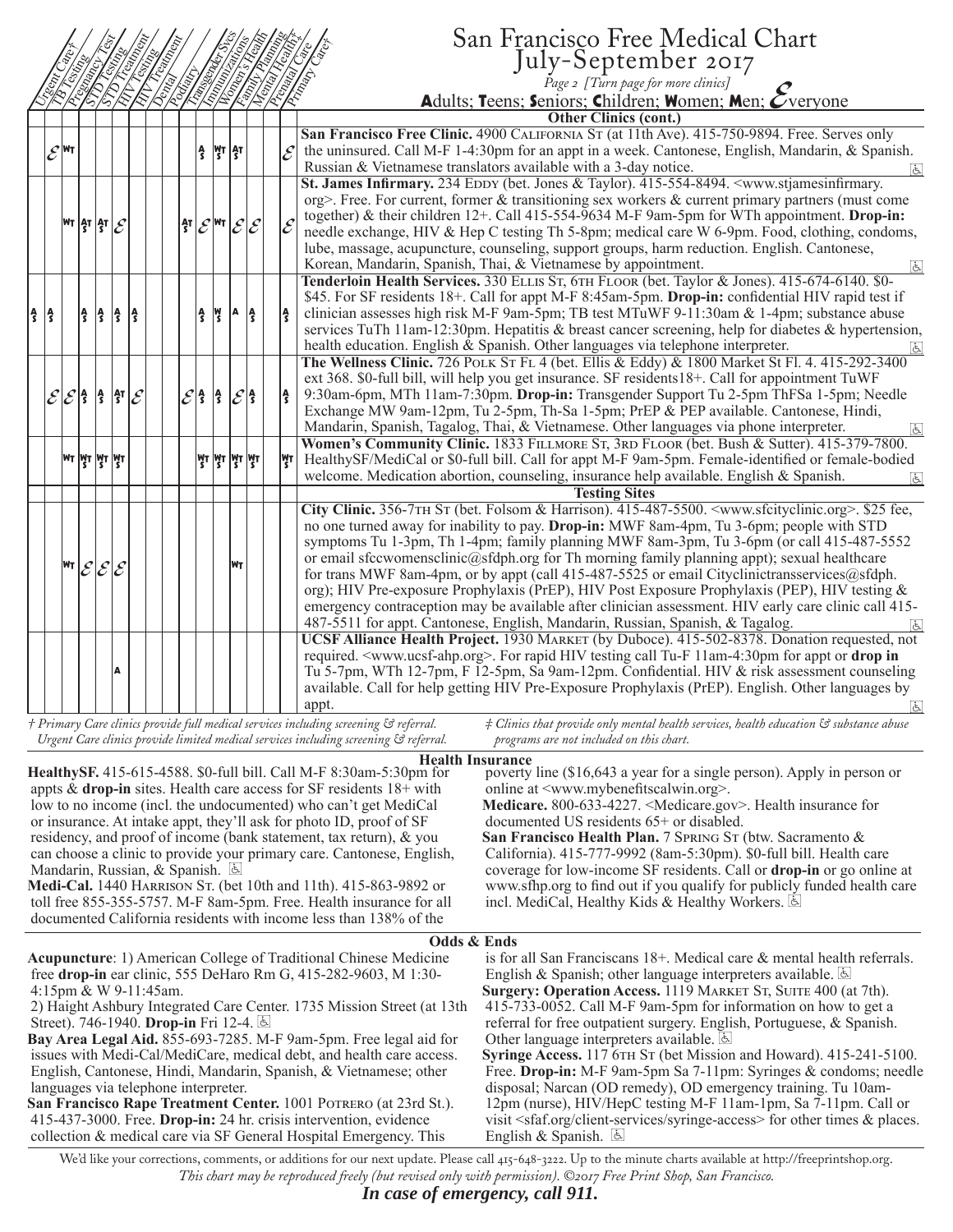# San Francisco Free Medical Chart
## July-September 2017

*Page 2 [Turn page for more clinics]*

**A**dults; **T**eens; **S**eniors; **C**hildren; **W**omen; **M**en; ℰveryone

| Urgent Care† | TB Testing | Pregnancy Test | STD Testing | STD Treatment | HIV Testing | HIV Treatment | Dental | Podiatry | Transgender Svcs | Immunizations | Women's Health | Family Planning | Mental Health‡ | Prenatal Care | Primary Care† | Other Clinics (cont.) |
|---|---|---|---|---|---|---|---|---|---|---|---|---|---|---|---|---|
| | ℰ | WT | | | | | | | | AS | WTS | ATS | | | ℰ | **San Francisco Free Clinic.** 4900 California St (at 11th Ave). 415-750-9894. Free. Serves only the uninsured. Call M-F 1-4:30pm for an appt in a week. Cantonese, English, Mandarin, & Spanish. Russian & Vietnamese translators available with a 3-day notice. ♿ |
| | | WT | ATS | ATS | ℰ | | | | ATS | ℰ | WT | ℰ | ℰ | | ℰ | **St. James Infirmary.** 234 Eddy (bet. Jones & Taylor). 415-554-8494. <www.stjamesinfirmary.org>. Free. For current, former & transitioning sex workers & current primary partners (must come together) & their children 12+. Call 415-554-9634 M-F 9am-5pm for WTh appointment. **Drop-in:** needle exchange, HIV & Hep C testing Th 5-8pm; medical care W 6-9pm. Food, clothing, condoms, lube, massage, acupuncture, counseling, support groups, harm reduction. English. Cantonese, Korean, Mandarin, Spanish, Thai, & Vietnamese by appointment. ♿ |
| AS | AS | | AS | AS | AS | AS | | | | AS | WS | A | AS | | AS | **Tenderloin Health Services.** 330 Ellis St, 6th Floor (bet. Taylor & Jones). 415-674-6140. $0-$45. For SF residents 18+. Call for appt M-F 8:45am-5pm. **Drop-in:** confidential HIV rapid test if clinician assesses high risk M-F 9am-5pm; TB test MTuWF 9-11:30am & 1-4pm; substance abuse services TuTh 11am-12:30pm. Hepatitis & breast cancer screening, help for diabetes & hypertension, health education. English & Spanish. Other languages via telephone interpreter. ♿ |
| | ℰ | ℰ | AS | AS | ATS | ℰ | | | ℰ | AS | AS | ℰ | AS | | AS | **The Wellness Clinic.** 726 Polk St Fl 4 (bet. Ellis & Eddy) & 1800 Market St Fl. 4. 415-292-3400 ext 368. $0-full bill, will help you get insurance. SF residents18+. Call for appointment TuWF 9:30am-6pm, MTh 11am-7:30pm. **Drop-in:** Transgender Support Tu 2-5pm ThFSa 1-5pm; Needle Exchange MW 9am-12pm, Tu 2-5pm, Th-Sa 1-5pm; PrEP & PEP available. Cantonese, Hindi, Mandarin, Spanish, Tagalog, Thai, & Vietnamese. Other languages via phone interpreter. ♿ |
| | | WT | WTS | WTS | WTS | | | | | WTS | WTS | WTS | WTS | | WTS | **Women's Community Clinic.** 1833 Fillmore St, 3rd Floor (bet. Bush & Sutter). 415-379-7800. HealthySF/MediCal or $0-full bill. Call for appt M-F 9am-5pm. Female-identified or female-bodied welcome. Medication abortion, counseling, insurance help available. English & Spanish. ♿ |
| | | | | | | | | | | | | | | | | **Testing Sites** |
| | | WT | ℰ | ℰ | ℰ | | | | | | | WT | | | | **City Clinic.** 356-7th St (bet. Folsom & Harrison). 415-487-5500. <www.sfcityclinic.org>. $25 fee, no one turned away for inability to pay. **Drop-in:** MWF 8am-4pm, Tu 3-6pm; people with STD symptoms Tu 1-3pm, Th 1-4pm; family planning MWF 8am-3pm, Tu 3-6pm (or call 415-487-5552 or email sfccwomensclinic@sfdph.org for Th morning family planning appt); sexual healthcare for trans MWF 8am-4pm, or by appt (call 415-487-5525 or email Cityclinictransservices@sfdph.org); HIV Pre-exposure Prophylaxis (PrEP), HIV Post Exposure Prophylaxis (PEP), HIV testing & emergency contraception may be available after clinician assessment. HIV early care clinic call 415-487-5511 for appt. Cantonese, English, Mandarin, Russian, Spanish, & Tagalog. ♿ |
| | | | | | A | | | | | | | | | | | **UCSF Alliance Health Project.** 1930 Market (by Duboce). 415-502-8378. Donation requested, not required. <www.ucsf-ahp.org>. For rapid HIV testing call Tu-F 11am-4:30pm for appt or **drop in** Tu 5-7pm, WTh 12-7pm, F 12-5pm, Sa 9am-12pm. Confidential. HIV & risk assessment counseling available. Call for help getting HIV Pre-Exposure Prophylaxis (PrEP). English. Other languages by appt. ♿ |

*† Primary Care clinics provide full medical services including screening & referral. Urgent Care clinics provide limited medical services including screening & referral.*

*‡ Clinics that provide only mental health services, health education & substance abuse programs are not included on this chart.*

## Health Insurance

**HealthySF.** 415-615-4588. $0-full bill. Call M-F 8:30am-5:30pm for appts & **drop-in** sites. Health care access for SF residents 18+ with low to no income (incl. the undocumented) who can't get MediCal or insurance. At intake appt, they'll ask for photo ID, proof of SF residency, and proof of income (bank statement, tax return), & you can choose a clinic to provide your primary care. Cantonese, English, Mandarin, Russian, & Spanish. ♿

**Medi-Cal.** 1440 Harrison St. (bet 10th and 11th). 415-863-9892 or toll free 855-355-5757. M-F 8am-5pm. Health insurance for all documented California residents with income less than 138% of the poverty line ($16,643 a year for a single person). Apply in person or online at <www.mybenefitscalwin.org>.

**Medicare.** 800-633-4227. <Medicare.gov>. Health insurance for documented US residents 65+ or disabled.

**San Francisco Health Plan.** 7 Spring St (btw. Sacramento & California). 415-777-9992 (8am-5:30pm). $0-full bill. Health care coverage for low-income SF residents. Call or **drop-in** or go online at www.sfhp.org to find out if you qualify for publicly funded health care incl. MediCal, Healthy Kids & Healthy Workers. ♿

## Odds & Ends

**Acupuncture**: 1) American College of Traditional Chinese Medicine free **drop-in** ear clinic, 555 DeHaro Rm G, 415-282-9603, M 1:30-4:15pm & W 9-11:45am.
2) Haight Ashbury Integrated Care Center. 1735 Mission Street (at 13th Street). 746-1940. **Drop-in** Fri 12-4. ♿

**Bay Area Legal Aid.** 855-693-7285. M-F 9am-5pm. Free legal aid for issues with Medi-Cal/MediCare, medical debt, and health care access. English, Cantonese, Hindi, Mandarin, Spanish, & Vietnamese; other languages via telephone interpreter.

**San Francisco Rape Treatment Center.** 1001 Potrero (at 23rd St.). 415-437-3000. Free. **Drop-in:** 24 hr. crisis intervention, evidence collection & medical care via SF General Hospital Emergency. This is for all San Franciscans 18+. Medical care & mental health referrals. English & Spanish; other language interpreters available. ♿

**Surgery: Operation Access.** 1119 Market St, Suite 400 (at 7th). 415-733-0052. Call M-F 9am-5pm for information on how to get a referral for free outpatient surgery. English, Portuguese, & Spanish. Other language interpreters available. ♿

**Syringe Access.** 117 6th St (bet Mission and Howard). 415-241-5100. Free. **Drop-in:** M-F 9am-5pm Sa 7-11pm: Syringes & condoms; needle disposal; Narcan (OD remedy), OD emergency training. Tu 10am-12pm (nurse), HIV/HepC testing M-F 11am-1pm, Sa 7-11pm. Call or visit <sfaf.org/client-services/syringe-access> for other times & places. English & Spanish. ♿

We'd like your corrections, comments, or additions for our next update. Please call 415-648-3222. Up to the minute charts available at http://freeprintshop.org.
*This chart may be reproduced freely (but revised only with permission). ©2017 Free Print Shop, San Francisco.*

***In case of emergency, call 911.***